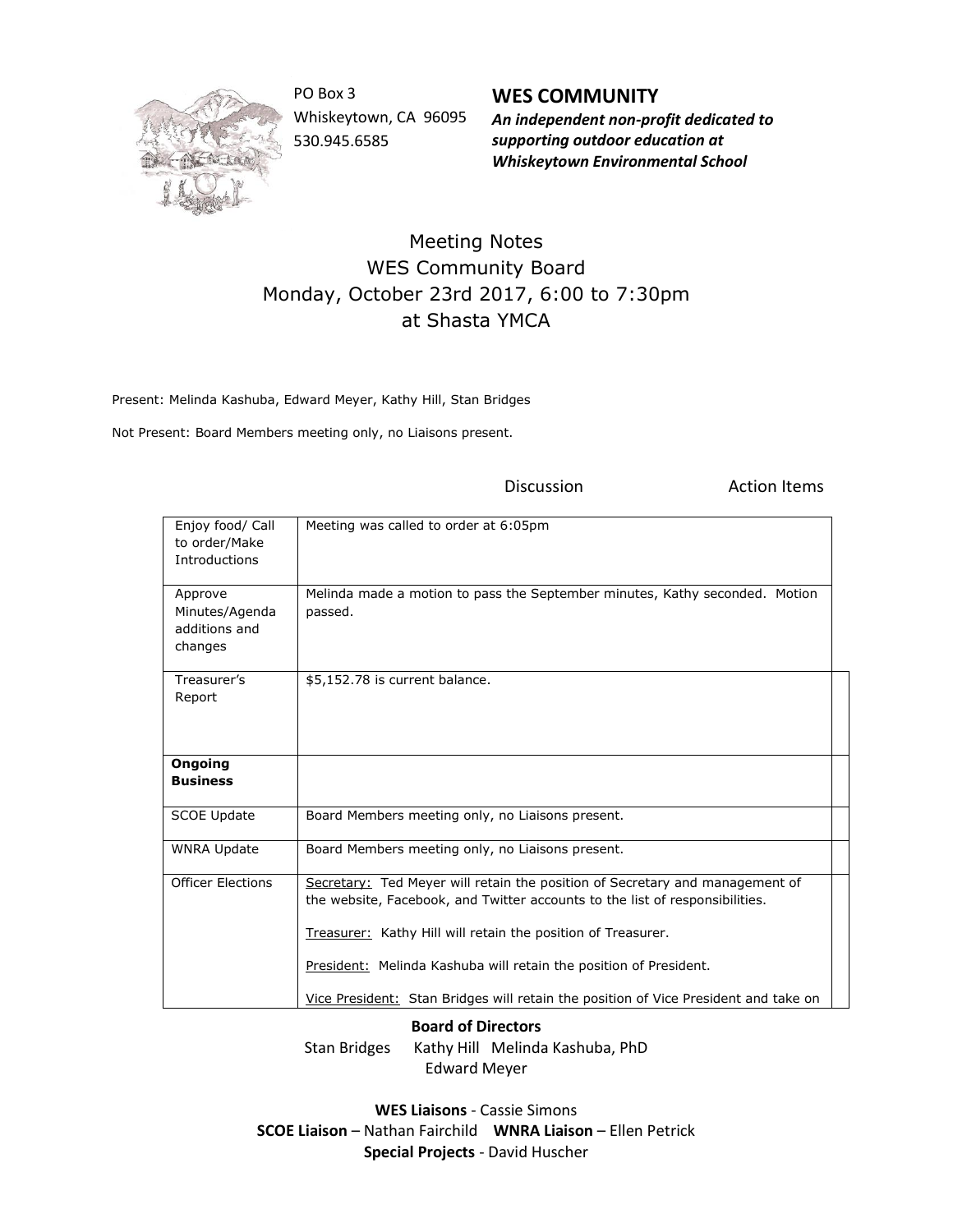PO Box 3
Whiskeytown, CA 96095
530.945.6585

**WES COMMUNITY**

***An independent non-profit dedicated to supporting outdoor education at Whiskeytown Environmental School***

# Meeting Notes
## WES Community Board
## Monday, October 23rd 2017, 6:00 to 7:30pm
## at Shasta YMCA

Present: Melinda Kashuba, Edward Meyer, Kathy Hill, Stan Bridges

Not Present: Board Members meeting only, no Liaisons present.

| | Discussion | Action Items |
|---|---|---|
| Enjoy food/ Call to order/Make Introductions | Meeting was called to order at 6:05pm | |
| Approve Minutes/Agenda additions and changes | Melinda made a motion to pass the September minutes, Kathy seconded. Motion passed. | |
| Treasurer's Report | $5,152.78 is current balance. | |
| **Ongoing Business** | | |
| SCOE Update | Board Members meeting only, no Liaisons present. | |
| WNRA Update | Board Members meeting only, no Liaisons present. | |
| Officer Elections | Secretary: Ted Meyer will retain the position of Secretary and management of the website, Facebook, and Twitter accounts to the list of responsibilities.<br><br>Treasurer: Kathy Hill will retain the position of Treasurer.<br><br>President: Melinda Kashuba will retain the position of President.<br><br>Vice President: Stan Bridges will retain the position of Vice President and take on | |

**Board of Directors**
Stan Bridges Kathy Hill Melinda Kashuba, PhD
Edward Meyer

**WES Liaisons** - Cassie Simons
**SCOE Liaison** – Nathan Fairchild **WNRA Liaison** – Ellen Petrick
**Special Projects** - David Huscher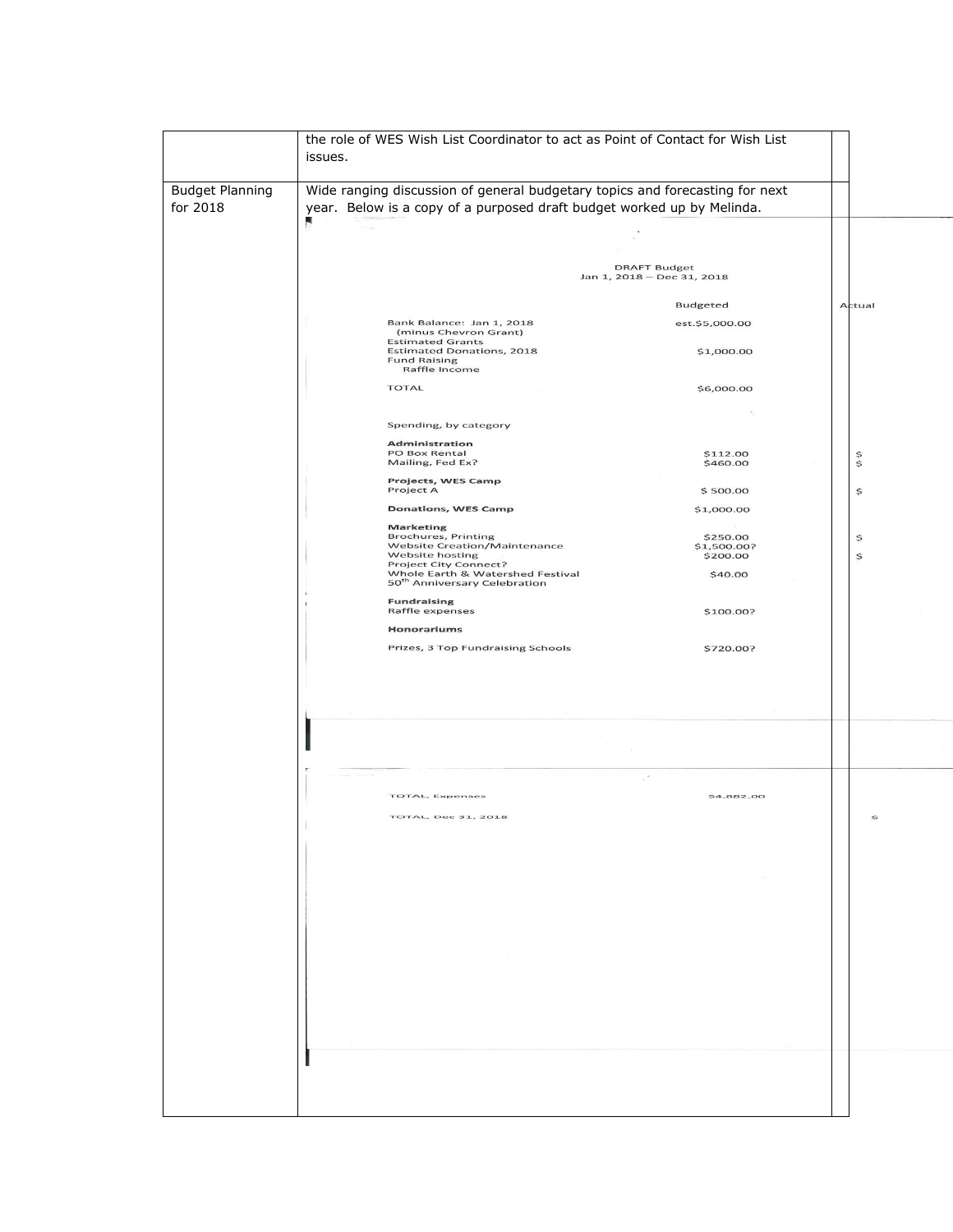| | | |
|---|---|---|
| | the role of WES Wish List Coordinator to act as Point of Contact for Wish List issues. | |
| Budget Planning for 2018 | Wide ranging discussion of general budgetary topics and forecasting for next year. Below is a copy of a purposed draft budget worked up by Melinda. | |

DRAFT Budget
Jan 1, 2018 – Dec 31, 2018

| | Budgeted | Actual |
|---|---|---|
| Bank Balance: Jan 1, 2018 (minus Chevron Grant) | est.$5,000.00 | |
| Estimated Grants | | |
| Estimated Donations, 2018 | $1,000.00 | |
| Fund Raising | | |
| Raffle Income | | |
| TOTAL | $6,000.00 | |
| Spending, by category | | |
| **Administration** | | |
| PO Box Rental | $112.00 | $ |
| Mailing, Fed Ex? | $460.00 | $ |
| **Projects, WES Camp** | | |
| Project A | $ 500.00 | $ |
| **Donations, WES Camp** | $1,000.00 | |
| **Marketing** | | |
| Brochures, Printing | $250.00 | $ |
| Website Creation/Maintenance | $1,500.00? | |
| Website hosting | $200.00 | $ |
| Project City Connect? | | |
| Whole Earth & Watershed Festival | $40.00 | |
| 50th Anniversary Celebration | | |
| **Fundraising** | | |
| Raffle expenses | $100.00? | |
| **Honorariums** | | |
| Prizes, 3 Top Fundraising Schools | $720.00? | |
| TOTAL, Expenses | $4,882.00 | |
| TOTAL, Dec 31, 2018 | | $ |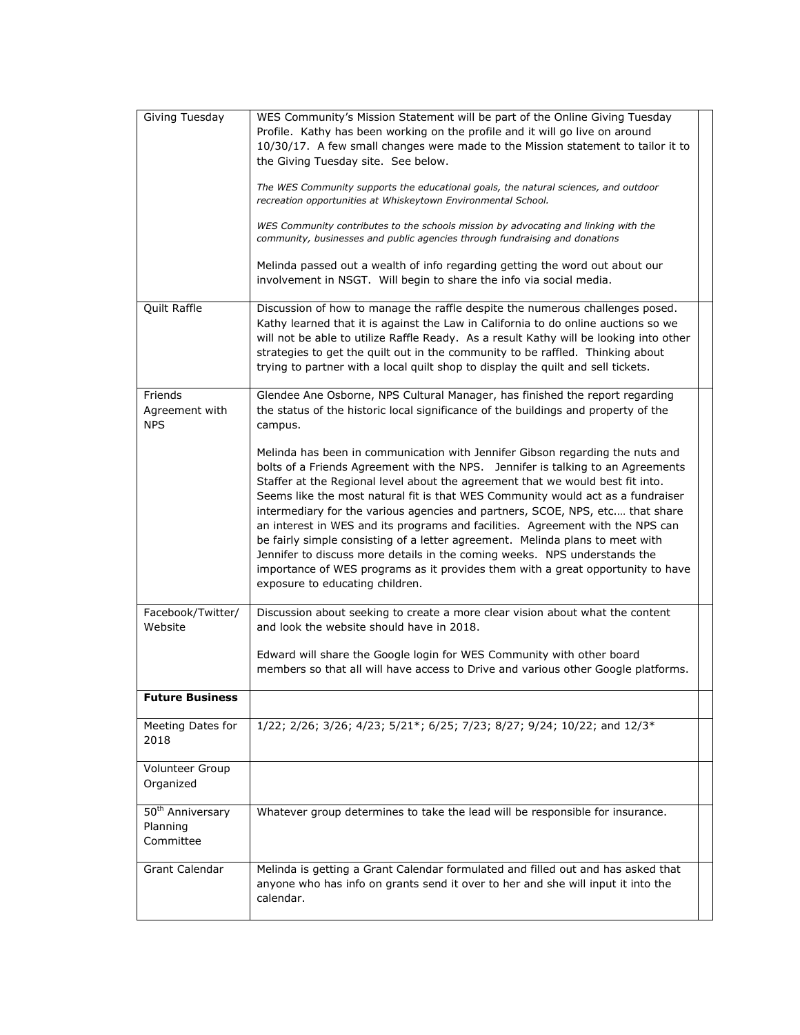| | | |
|---|---|---|
| Giving Tuesday | WES Community's Mission Statement will be part of the Online Giving Tuesday Profile. Kathy has been working on the profile and it will go live on around 10/30/17. A few small changes were made to the Mission statement to tailor it to the Giving Tuesday site. See below.<br><br>*The WES Community supports the educational goals, the natural sciences, and outdoor recreation opportunities at Whiskeytown Environmental School.*<br><br>*WES Community contributes to the schools mission by advocating and linking with the community, businesses and public agencies through fundraising and donations*<br><br>Melinda passed out a wealth of info regarding getting the word out about our involvement in NSGT. Will begin to share the info via social media. | |
| Quilt Raffle | Discussion of how to manage the raffle despite the numerous challenges posed. Kathy learned that it is against the Law in California to do online auctions so we will not be able to utilize Raffle Ready. As a result Kathy will be looking into other strategies to get the quilt out in the community to be raffled. Thinking about trying to partner with a local quilt shop to display the quilt and sell tickets. | |
| Friends Agreement with NPS | Glendee Ane Osborne, NPS Cultural Manager, has finished the report regarding the status of the historic local significance of the buildings and property of the campus.<br><br>Melinda has been in communication with Jennifer Gibson regarding the nuts and bolts of a Friends Agreement with the NPS. Jennifer is talking to an Agreements Staffer at the Regional level about the agreement that we would best fit into. Seems like the most natural fit is that WES Community would act as a fundraiser intermediary for the various agencies and partners, SCOE, NPS, etc.… that share an interest in WES and its programs and facilities. Agreement with the NPS can be fairly simple consisting of a letter agreement. Melinda plans to meet with Jennifer to discuss more details in the coming weeks. NPS understands the importance of WES programs as it provides them with a great opportunity to have exposure to educating children. | |
| Facebook/Twitter/ Website | Discussion about seeking to create a more clear vision about what the content and look the website should have in 2018.<br><br>Edward will share the Google login for WES Community with other board members so that all will have access to Drive and various other Google platforms. | |
| **Future Business** | | |
| Meeting Dates for 2018 | 1/22; 2/26; 3/26; 4/23; 5/21*; 6/25; 7/23; 8/27; 9/24; 10/22; and 12/3* | |
| Volunteer Group Organized | | |
| 50th Anniversary Planning Committee | Whatever group determines to take the lead will be responsible for insurance. | |
| Grant Calendar | Melinda is getting a Grant Calendar formulated and filled out and has asked that anyone who has info on grants send it over to her and she will input it into the calendar. | |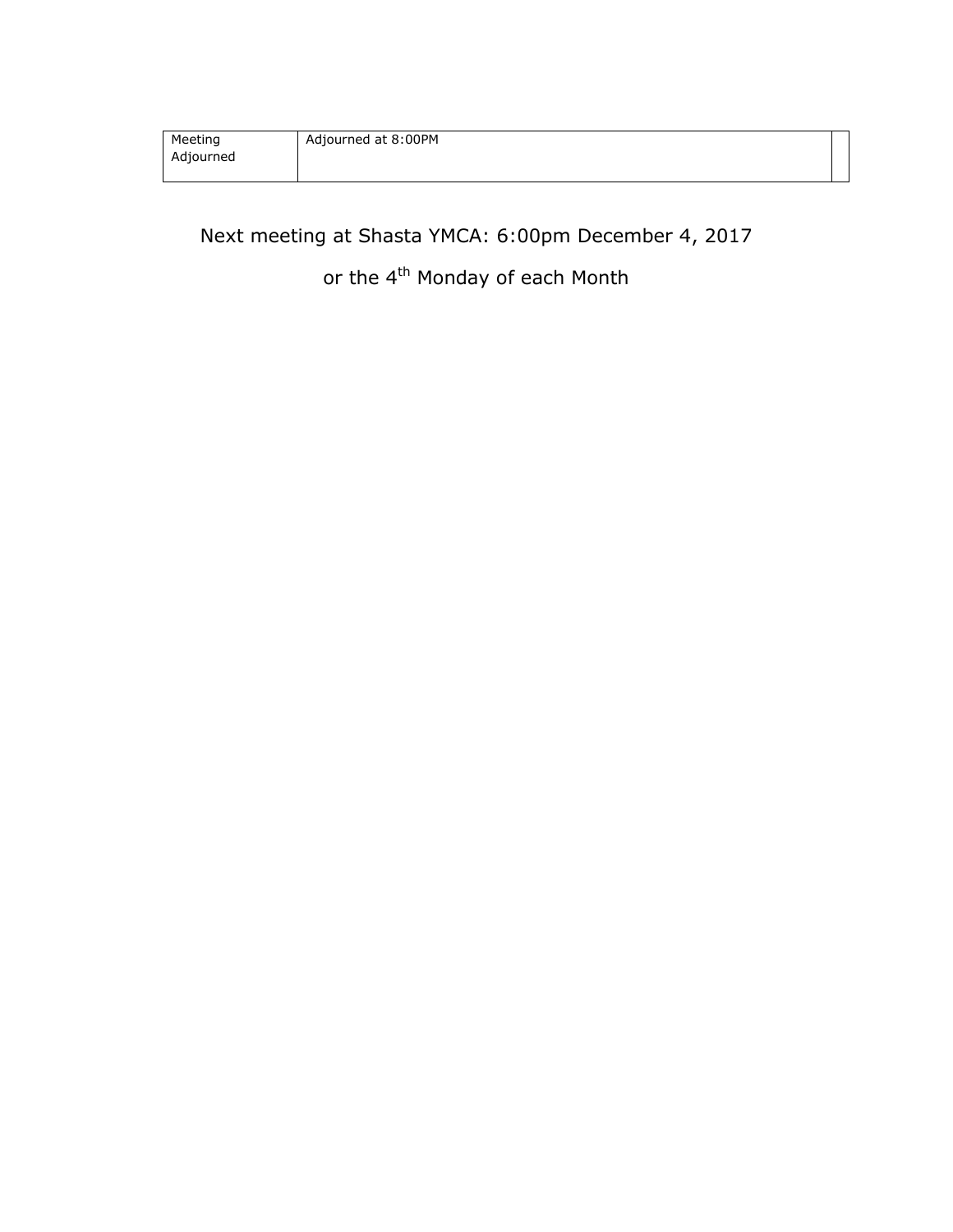| | | |
|---|---|---|
| Meeting Adjourned | Adjourned at 8:00PM | |

Next meeting at Shasta YMCA: 6:00pm December 4, 2017

or the 4th Monday of each Month